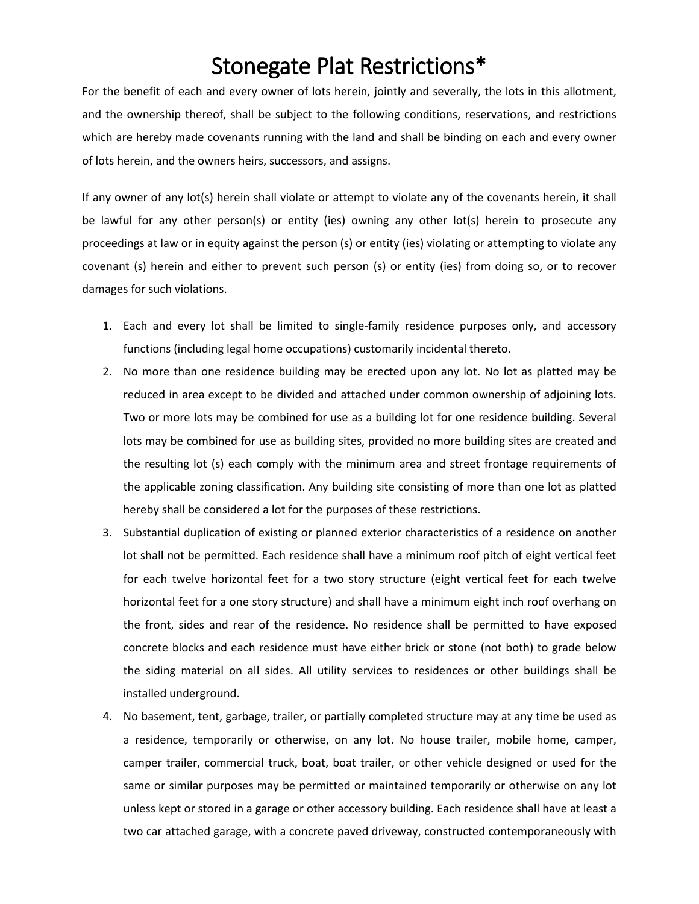# Stonegate Plat Restrictions*

For the benefit of each and every owner of lots herein, jointly and severally, the lots in this allotment, and the ownership thereof, shall be subject to the following conditions, reservations, and restrictions which are hereby made covenants running with the land and shall be binding on each and every owner of lots herein, and the owners heirs, successors, and assigns.

If any owner of any lot(s) herein shall violate or attempt to violate any of the covenants herein, it shall be lawful for any other person(s) or entity (ies) owning any other lot(s) herein to prosecute any proceedings at law or in equity against the person (s) or entity (ies) violating or attempting to violate any covenant (s) herein and either to prevent such person (s) or entity (ies) from doing so, or to recover damages for such violations.

1. Each and every lot shall be limited to single-family residence purposes only, and accessory functions (including legal home occupations) customarily incidental thereto.
2. No more than one residence building may be erected upon any lot. No lot as platted may be reduced in area except to be divided and attached under common ownership of adjoining lots. Two or more lots may be combined for use as a building lot for one residence building. Several lots may be combined for use as building sites, provided no more building sites are created and the resulting lot (s) each comply with the minimum area and street frontage requirements of the applicable zoning classification. Any building site consisting of more than one lot as platted hereby shall be considered a lot for the purposes of these restrictions.
3. Substantial duplication of existing or planned exterior characteristics of a residence on another lot shall not be permitted. Each residence shall have a minimum roof pitch of eight vertical feet for each twelve horizontal feet for a two story structure (eight vertical feet for each twelve horizontal feet for a one story structure) and shall have a minimum eight inch roof overhang on the front, sides and rear of the residence. No residence shall be permitted to have exposed concrete blocks and each residence must have either brick or stone (not both) to grade below the siding material on all sides. All utility services to residences or other buildings shall be installed underground.
4. No basement, tent, garbage, trailer, or partially completed structure may at any time be used as a residence, temporarily or otherwise, on any lot. No house trailer, mobile home, camper, camper trailer, commercial truck, boat, boat trailer, or other vehicle designed or used for the same or similar purposes may be permitted or maintained temporarily or otherwise on any lot unless kept or stored in a garage or other accessory building. Each residence shall have at least a two car attached garage, with a concrete paved driveway, constructed contemporaneously with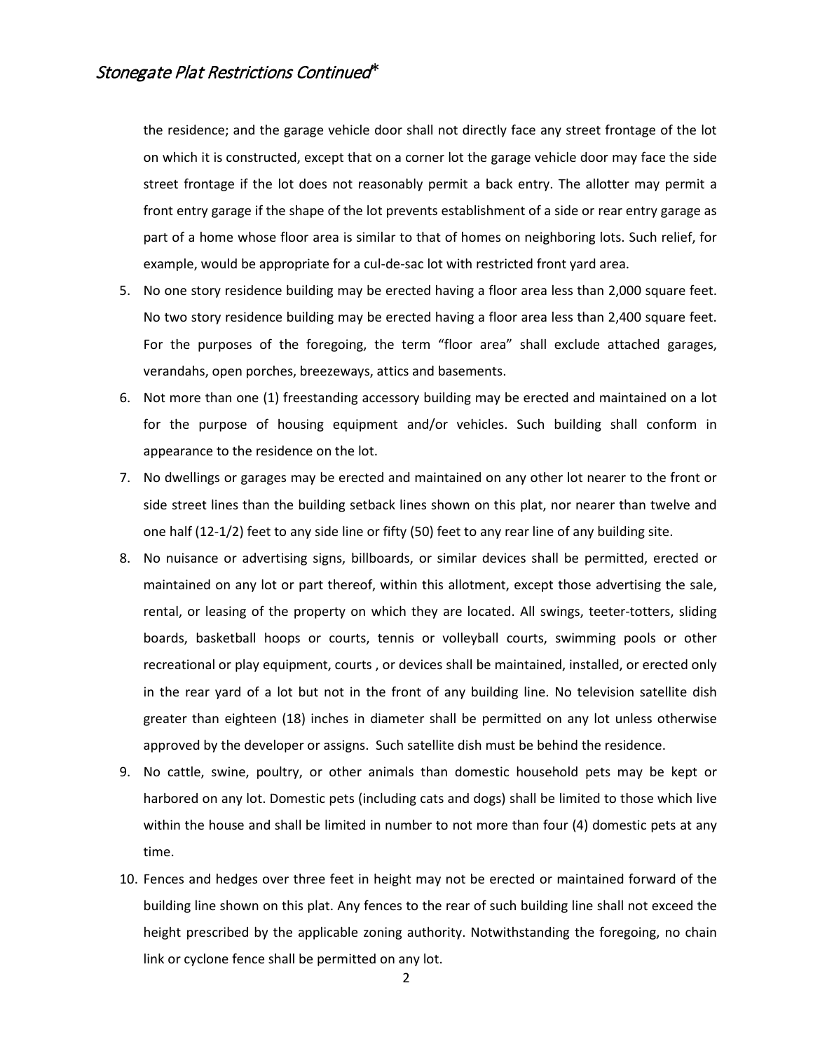the residence; and the garage vehicle door shall not directly face any street frontage of the lot on which it is constructed, except that on a corner lot the garage vehicle door may face the side street frontage if the lot does not reasonably permit a back entry. The allotter may permit a front entry garage if the shape of the lot prevents establishment of a side or rear entry garage as part of a home whose floor area is similar to that of homes on neighboring lots. Such relief, for example, would be appropriate for a cul-de-sac lot with restricted front yard area.

5. No one story residence building may be erected having a floor area less than 2,000 square feet. No two story residence building may be erected having a floor area less than 2,400 square feet. For the purposes of the foregoing, the term "floor area" shall exclude attached garages, verandahs, open porches, breezeways, attics and basements.
6. Not more than one (1) freestanding accessory building may be erected and maintained on a lot for the purpose of housing equipment and/or vehicles. Such building shall conform in appearance to the residence on the lot.
7. No dwellings or garages may be erected and maintained on any other lot nearer to the front or side street lines than the building setback lines shown on this plat, nor nearer than twelve and one half (12-1/2) feet to any side line or fifty (50) feet to any rear line of any building site.
8. No nuisance or advertising signs, billboards, or similar devices shall be permitted, erected or maintained on any lot or part thereof, within this allotment, except those advertising the sale, rental, or leasing of the property on which they are located. All swings, teeter-totters, sliding boards, basketball hoops or courts, tennis or volleyball courts, swimming pools or other recreational or play equipment, courts , or devices shall be maintained, installed, or erected only in the rear yard of a lot but not in the front of any building line. No television satellite dish greater than eighteen (18) inches in diameter shall be permitted on any lot unless otherwise approved by the developer or assigns. Such satellite dish must be behind the residence.
9. No cattle, swine, poultry, or other animals than domestic household pets may be kept or harbored on any lot. Domestic pets (including cats and dogs) shall be limited to those which live within the house and shall be limited in number to not more than four (4) domestic pets at any time.
10. Fences and hedges over three feet in height may not be erected or maintained forward of the building line shown on this plat. Any fences to the rear of such building line shall not exceed the height prescribed by the applicable zoning authority. Notwithstanding the foregoing, no chain link or cyclone fence shall be permitted on any lot.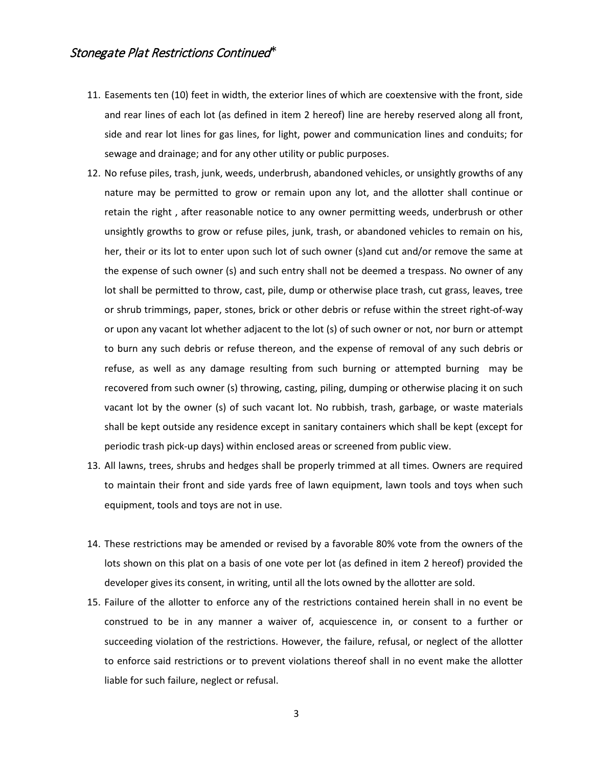## *Stonegate Plat Restrictions Continued**

11. Easements ten (10) feet in width, the exterior lines of which are coextensive with the front, side and rear lines of each lot (as defined in item 2 hereof) line are hereby reserved along all front, side and rear lot lines for gas lines, for light, power and communication lines and conduits; for sewage and drainage; and for any other utility or public purposes.
12. No refuse piles, trash, junk, weeds, underbrush, abandoned vehicles, or unsightly growths of any nature may be permitted to grow or remain upon any lot, and the allotter shall continue or retain the right , after reasonable notice to any owner permitting weeds, underbrush or other unsightly growths to grow or refuse piles, junk, trash, or abandoned vehicles to remain on his, her, their or its lot to enter upon such lot of such owner (s)and cut and/or remove the same at the expense of such owner (s) and such entry shall not be deemed a trespass. No owner of any lot shall be permitted to throw, cast, pile, dump or otherwise place trash, cut grass, leaves, tree or shrub trimmings, paper, stones, brick or other debris or refuse within the street right-of-way or upon any vacant lot whether adjacent to the lot (s) of such owner or not, nor burn or attempt to burn any such debris or refuse thereon, and the expense of removal of any such debris or refuse, as well as any damage resulting from such burning or attempted burning may be recovered from such owner (s) throwing, casting, piling, dumping or otherwise placing it on such vacant lot by the owner (s) of such vacant lot. No rubbish, trash, garbage, or waste materials shall be kept outside any residence except in sanitary containers which shall be kept (except for periodic trash pick-up days) within enclosed areas or screened from public view.
13. All lawns, trees, shrubs and hedges shall be properly trimmed at all times. Owners are required to maintain their front and side yards free of lawn equipment, lawn tools and toys when such equipment, tools and toys are not in use.
14. These restrictions may be amended or revised by a favorable 80% vote from the owners of the lots shown on this plat on a basis of one vote per lot (as defined in item 2 hereof) provided the developer gives its consent, in writing, until all the lots owned by the allotter are sold.
15. Failure of the allotter to enforce any of the restrictions contained herein shall in no event be construed to be in any manner a waiver of, acquiescence in, or consent to a further or succeeding violation of the restrictions. However, the failure, refusal, or neglect of the allotter to enforce said restrictions or to prevent violations thereof shall in no event make the allotter liable for such failure, neglect or refusal.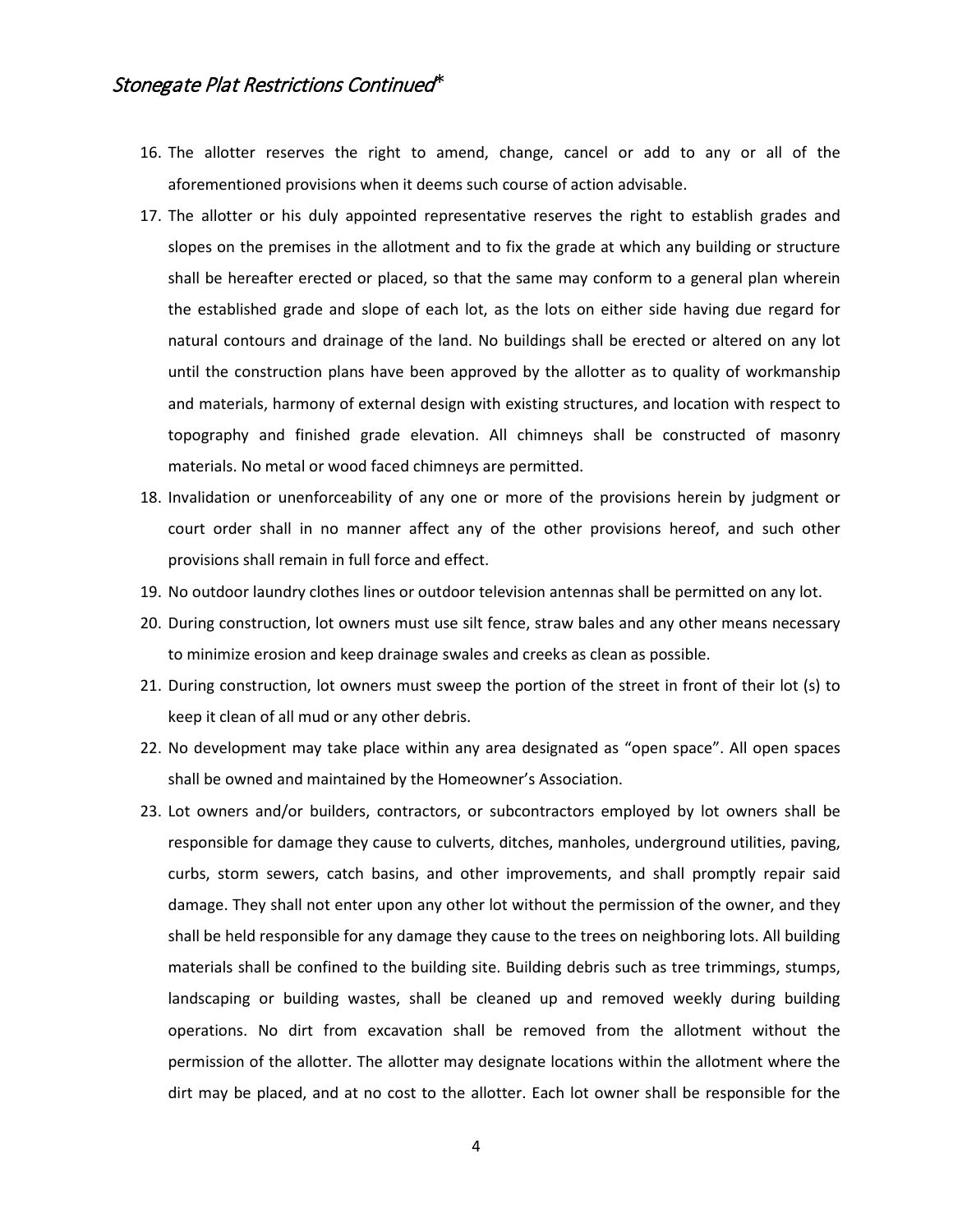*Stonegate Plat Restrictions Continued**

16. The allotter reserves the right to amend, change, cancel or add to any or all of the aforementioned provisions when it deems such course of action advisable.
17. The allotter or his duly appointed representative reserves the right to establish grades and slopes on the premises in the allotment and to fix the grade at which any building or structure shall be hereafter erected or placed, so that the same may conform to a general plan wherein the established grade and slope of each lot, as the lots on either side having due regard for natural contours and drainage of the land. No buildings shall be erected or altered on any lot until the construction plans have been approved by the allotter as to quality of workmanship and materials, harmony of external design with existing structures, and location with respect to topography and finished grade elevation. All chimneys shall be constructed of masonry materials. No metal or wood faced chimneys are permitted.
18. Invalidation or unenforceability of any one or more of the provisions herein by judgment or court order shall in no manner affect any of the other provisions hereof, and such other provisions shall remain in full force and effect.
19. No outdoor laundry clothes lines or outdoor television antennas shall be permitted on any lot.
20. During construction, lot owners must use silt fence, straw bales and any other means necessary to minimize erosion and keep drainage swales and creeks as clean as possible.
21. During construction, lot owners must sweep the portion of the street in front of their lot (s) to keep it clean of all mud or any other debris.
22. No development may take place within any area designated as "open space". All open spaces shall be owned and maintained by the Homeowner's Association.
23. Lot owners and/or builders, contractors, or subcontractors employed by lot owners shall be responsible for damage they cause to culverts, ditches, manholes, underground utilities, paving, curbs, storm sewers, catch basins, and other improvements, and shall promptly repair said damage. They shall not enter upon any other lot without the permission of the owner, and they shall be held responsible for any damage they cause to the trees on neighboring lots. All building materials shall be confined to the building site. Building debris such as tree trimmings, stumps, landscaping or building wastes, shall be cleaned up and removed weekly during building operations. No dirt from excavation shall be removed from the allotment without the permission of the allotter. The allotter may designate locations within the allotment where the dirt may be placed, and at no cost to the allotter. Each lot owner shall be responsible for the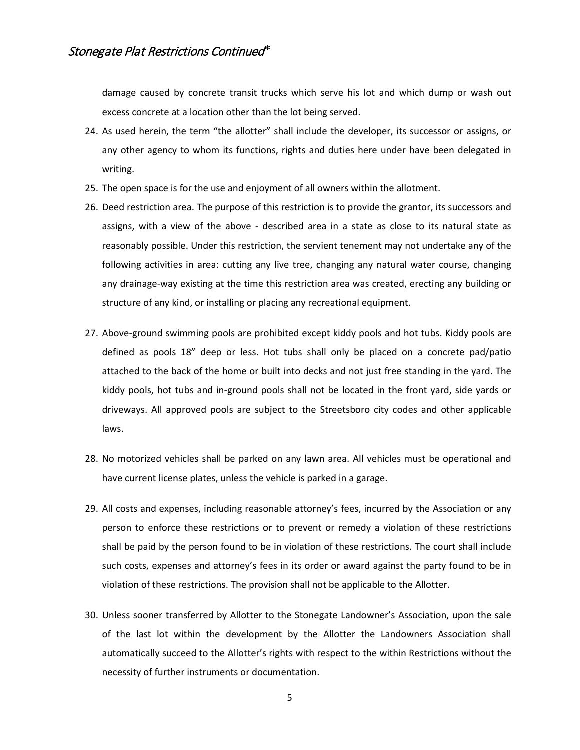damage caused by concrete transit trucks which serve his lot and which dump or wash out excess concrete at a location other than the lot being served.

24. As used herein, the term "the allotter" shall include the developer, its successor or assigns, or any other agency to whom its functions, rights and duties here under have been delegated in writing.
25. The open space is for the use and enjoyment of all owners within the allotment.
26. Deed restriction area. The purpose of this restriction is to provide the grantor, its successors and assigns, with a view of the above - described area in a state as close to its natural state as reasonably possible. Under this restriction, the servient tenement may not undertake any of the following activities in area: cutting any live tree, changing any natural water course, changing any drainage-way existing at the time this restriction area was created, erecting any building or structure of any kind, or installing or placing any recreational equipment.
27. Above-ground swimming pools are prohibited except kiddy pools and hot tubs. Kiddy pools are defined as pools 18" deep or less. Hot tubs shall only be placed on a concrete pad/patio attached to the back of the home or built into decks and not just free standing in the yard. The kiddy pools, hot tubs and in-ground pools shall not be located in the front yard, side yards or driveways. All approved pools are subject to the Streetsboro city codes and other applicable laws.
28. No motorized vehicles shall be parked on any lawn area. All vehicles must be operational and have current license plates, unless the vehicle is parked in a garage.
29. All costs and expenses, including reasonable attorney's fees, incurred by the Association or any person to enforce these restrictions or to prevent or remedy a violation of these restrictions shall be paid by the person found to be in violation of these restrictions. The court shall include such costs, expenses and attorney's fees in its order or award against the party found to be in violation of these restrictions. The provision shall not be applicable to the Allotter.
30. Unless sooner transferred by Allotter to the Stonegate Landowner's Association, upon the sale of the last lot within the development by the Allotter the Landowners Association shall automatically succeed to the Allotter's rights with respect to the within Restrictions without the necessity of further instruments or documentation.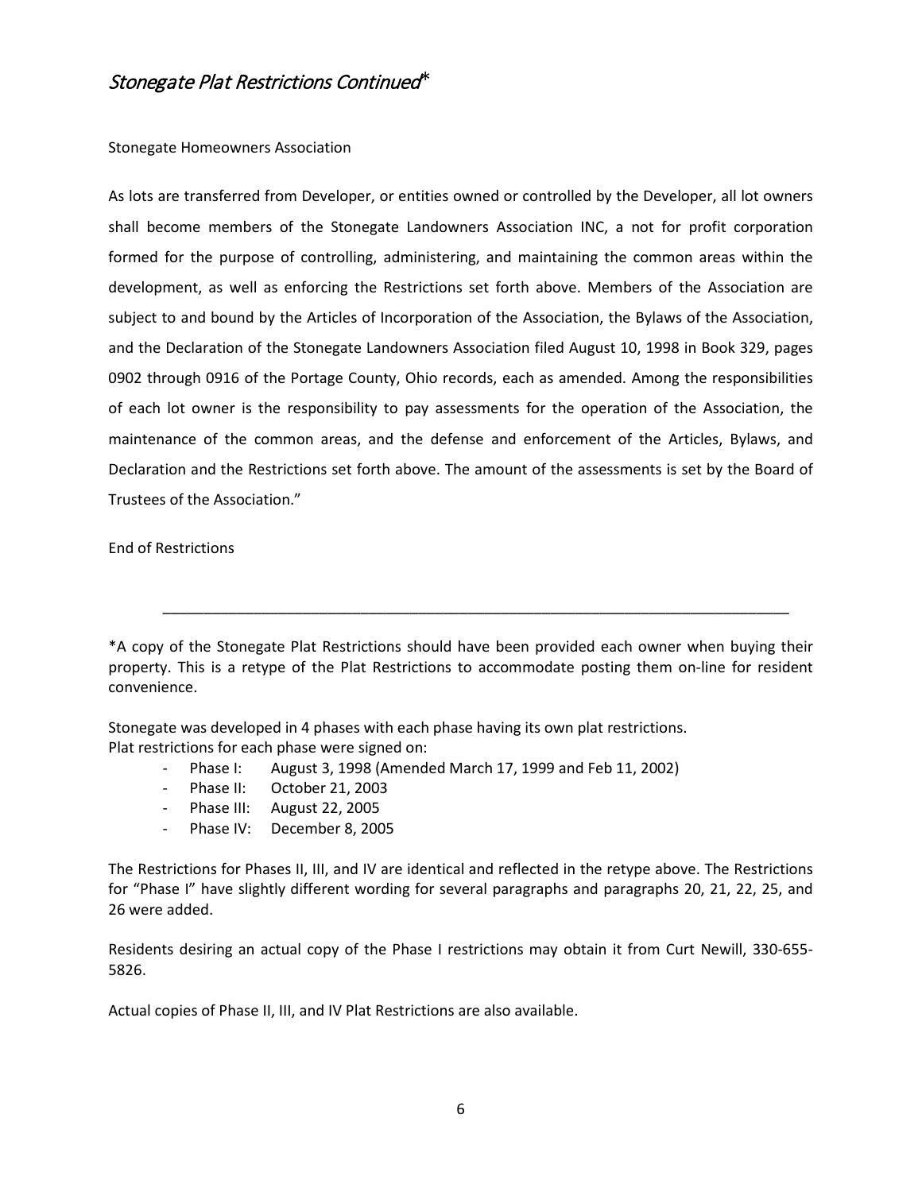## *Stonegate Plat Restrictions Continued**

Stonegate Homeowners Association

As lots are transferred from Developer, or entities owned or controlled by the Developer, all lot owners shall become members of the Stonegate Landowners Association INC, a not for profit corporation formed for the purpose of controlling, administering, and maintaining the common areas within the development, as well as enforcing the Restrictions set forth above. Members of the Association are subject to and bound by the Articles of Incorporation of the Association, the Bylaws of the Association, and the Declaration of the Stonegate Landowners Association filed August 10, 1998 in Book 329, pages 0902 through 0916 of the Portage County, Ohio records, each as amended. Among the responsibilities of each lot owner is the responsibility to pay assessments for the operation of the Association, the maintenance of the common areas, and the defense and enforcement of the Articles, Bylaws, and Declaration and the Restrictions set forth above. The amount of the assessments is set by the Board of Trustees of the Association."

End of Restrictions

---

*A copy of the Stonegate Plat Restrictions should have been provided each owner when buying their property. This is a retype of the Plat Restrictions to accommodate posting them on-line for resident convenience.

Stonegate was developed in 4 phases with each phase having its own plat restrictions.
Plat restrictions for each phase were signed on:

- Phase I: August 3, 1998 (Amended March 17, 1999 and Feb 11, 2002)
- Phase II: October 21, 2003
- Phase III: August 22, 2005
- Phase IV: December 8, 2005

The Restrictions for Phases II, III, and IV are identical and reflected in the retype above. The Restrictions for "Phase I" have slightly different wording for several paragraphs and paragraphs 20, 21, 22, 25, and 26 were added.

Residents desiring an actual copy of the Phase I restrictions may obtain it from Curt Newill, 330-655-5826.

Actual copies of Phase II, III, and IV Plat Restrictions are also available.